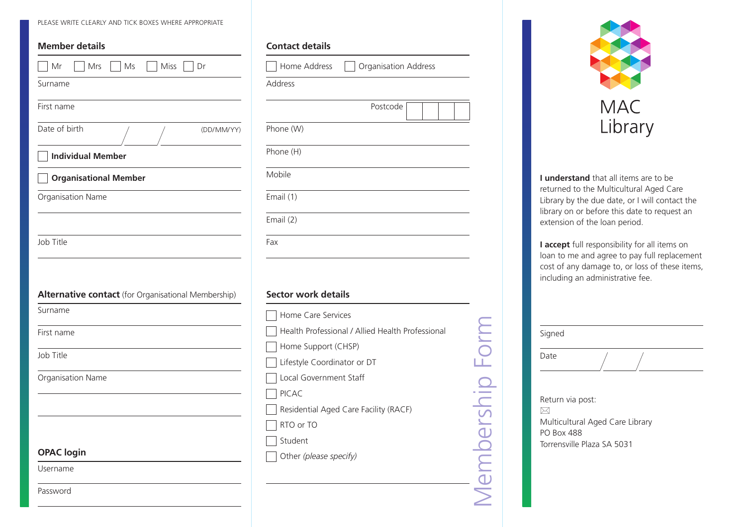PLEASE WRITE CLEARLY AND TICK BOXES WHERE APPROPRIATE

## Member details

☐ Mr ☐ Mrs ☐ Ms ☐ Miss ☐ Dr

Surname

First name

Date of birth / / (DD/MM/YY)

☐ **Individual Member**

☐ **Organisational Member**

Organisation Name

Job Title

## Alternative contact (for Organisational Membership)

Surname

First name

Job Title

Organisation Name

## OPAC login

Username

Password

## Contact details

☐ Home Address ☐ Organisation Address

Address

Postcode

Phone (W)

Phone (H)

Mobile

Email (1)

Email (2)

Fax

## Sector work details

☐ Home Care Services
☐ Health Professional / Allied Health Professional
☐ Home Support (CHSP)
☐ Lifestyle Coordinator or DT
☐ Local Government Staff
☐ PICAC
☐ Residential Aged Care Facility (RACF)
☐ RTO or TO
☐ Student
☐ Other *(please specify)*

Membership Form

# MAC Library

**I understand** that all items are to be returned to the Multicultural Aged Care Library by the due date, or I will contact the library on or before this date to request an extension of the loan period.

**I accept** full responsibility for all items on loan to me and agree to pay full replacement cost of any damage to, or loss of these items, including an administrative fee.

Signed

Date / /

Return via post:

Multicultural Aged Care Library
PO Box 488
Torrensville Plaza SA 5031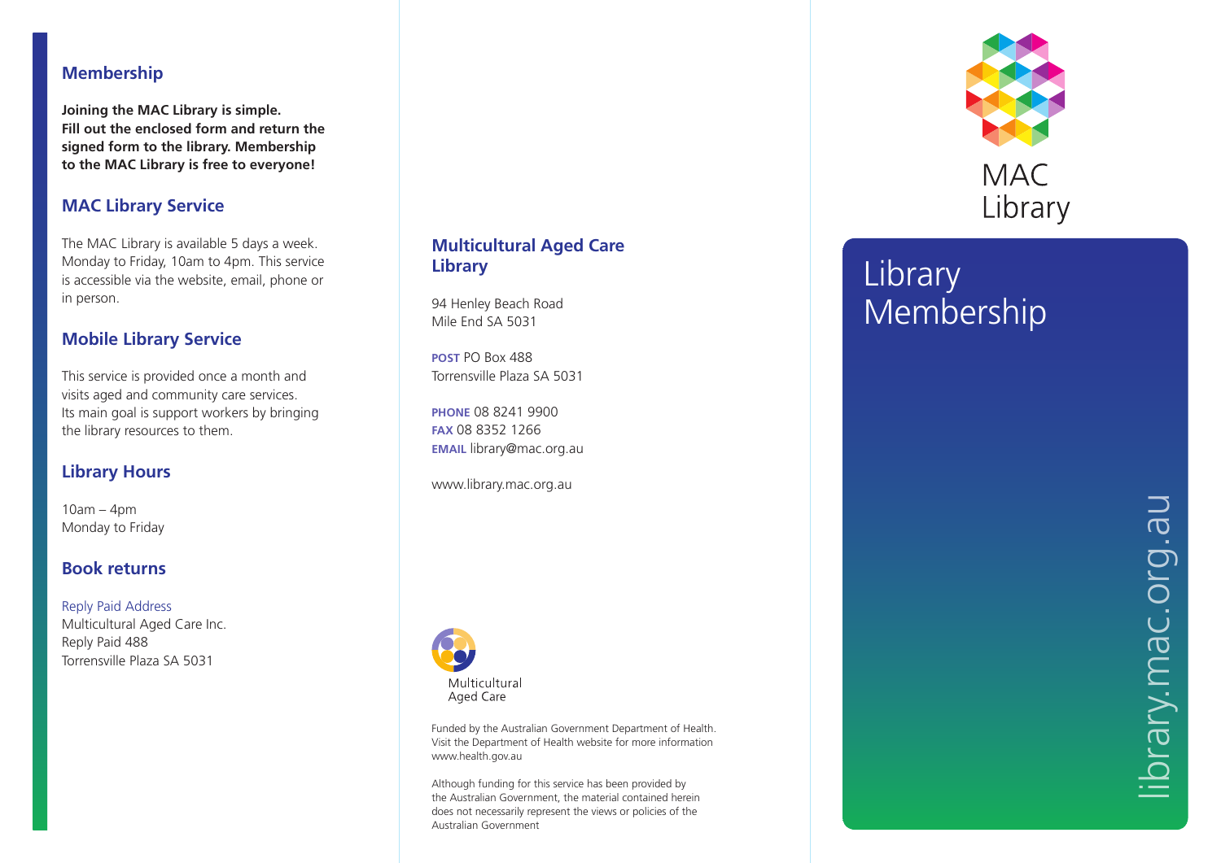## Membership

**Joining the MAC Library is simple. Fill out the enclosed form and return the signed form to the library. Membership to the MAC Library is free to everyone!**

## MAC Library Service

The MAC Library is available 5 days a week. Monday to Friday, 10am to 4pm. This service is accessible via the website, email, phone or in person.

## Mobile Library Service

This service is provided once a month and visits aged and community care services. Its main goal is support workers by bringing the library resources to them.

## Library Hours

10am – 4pm
Monday to Friday

## Book returns

Reply Paid Address
Multicultural Aged Care Inc.
Reply Paid 488
Torrensville Plaza SA 5031

## Multicultural Aged Care Library

94 Henley Beach Road
Mile End SA 5031

**POST** PO Box 488
Torrensville Plaza SA 5031

**PHONE** 08 8241 9900
**FAX** 08 8352 1266
**EMAIL** library@mac.org.au

www.library.mac.org.au

Multicultural
Aged Care

Funded by the Australian Government Department of Health. Visit the Department of Health website for more information www.health.gov.au

Although funding for this service has been provided by the Australian Government, the material contained herein does not necessarily represent the views or policies of the Australian Government

MAC
Library

# Library Membership

library.mac.org.au